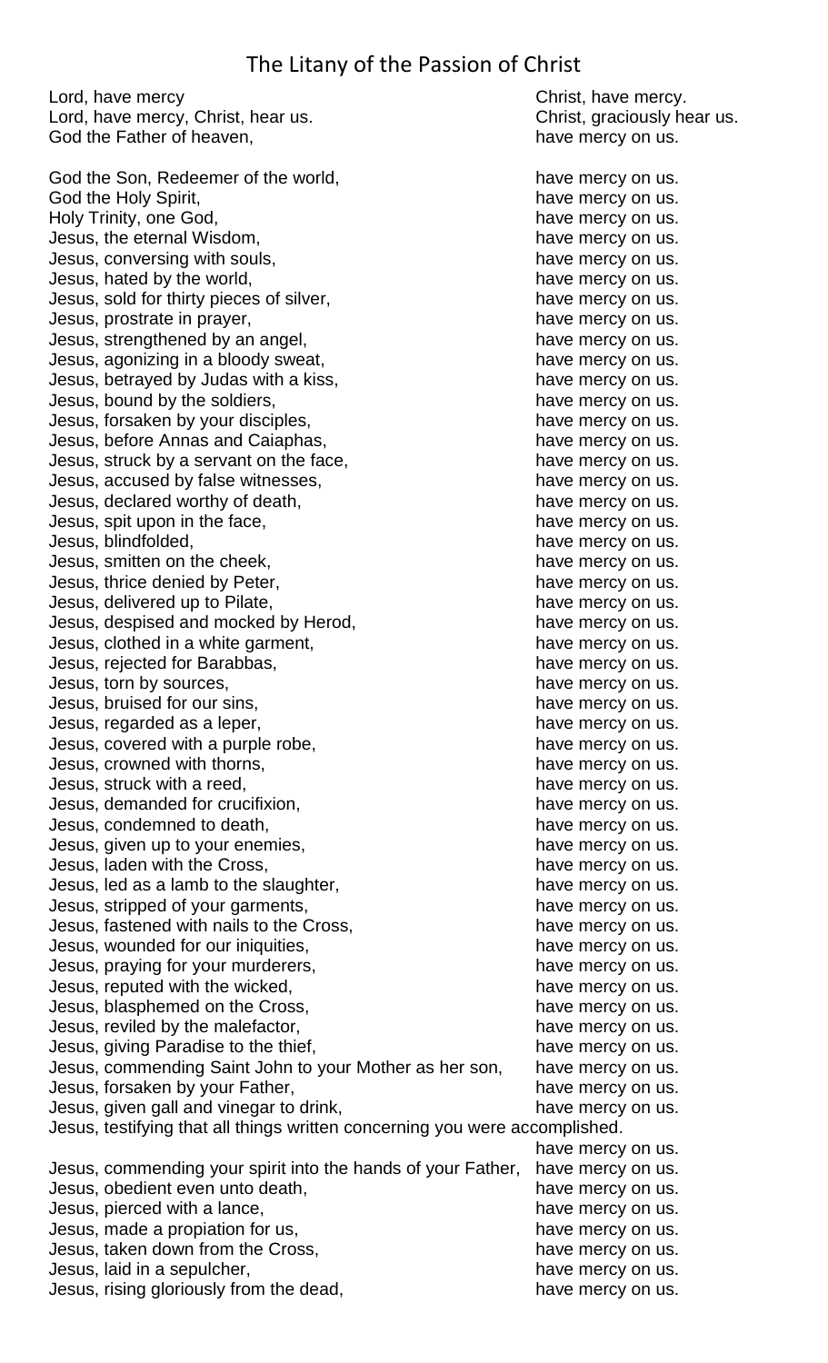# The Litany of the Passion of Christ

Lord, have mercy — Christ, have mercy.
Lord, have mercy, Christ, hear us. — Christ, graciously hear us.
God the Father of heaven, — have mercy on us.

God the Son, Redeemer of the world, — have mercy on us.
God the Holy Spirit, — have mercy on us.
Holy Trinity, one God, — have mercy on us.
Jesus, the eternal Wisdom, — have mercy on us.
Jesus, conversing with souls, — have mercy on us.
Jesus, hated by the world, — have mercy on us.
Jesus, sold for thirty pieces of silver, — have mercy on us.
Jesus, prostrate in prayer, — have mercy on us.
Jesus, strengthened by an angel, — have mercy on us.
Jesus, agonizing in a bloody sweat, — have mercy on us.
Jesus, betrayed by Judas with a kiss, — have mercy on us.
Jesus, bound by the soldiers, — have mercy on us.
Jesus, forsaken by your disciples, — have mercy on us.
Jesus, before Annas and Caiaphas, — have mercy on us.
Jesus, struck by a servant on the face, — have mercy on us.
Jesus, accused by false witnesses, — have mercy on us.
Jesus, declared worthy of death, — have mercy on us.
Jesus, spit upon in the face, — have mercy on us.
Jesus, blindfolded, — have mercy on us.
Jesus, smitten on the cheek, — have mercy on us.
Jesus, thrice denied by Peter, — have mercy on us.
Jesus, delivered up to Pilate, — have mercy on us.
Jesus, despised and mocked by Herod, — have mercy on us.
Jesus, clothed in a white garment, — have mercy on us.
Jesus, rejected for Barabbas, — have mercy on us.
Jesus, torn by sources, — have mercy on us.
Jesus, bruised for our sins, — have mercy on us.
Jesus, regarded as a leper, — have mercy on us.
Jesus, covered with a purple robe, — have mercy on us.
Jesus, crowned with thorns, — have mercy on us.
Jesus, struck with a reed, — have mercy on us.
Jesus, demanded for crucifixion, — have mercy on us.
Jesus, condemned to death, — have mercy on us.
Jesus, given up to your enemies, — have mercy on us.
Jesus, laden with the Cross, — have mercy on us.
Jesus, led as a lamb to the slaughter, — have mercy on us.
Jesus, stripped of your garments, — have mercy on us.
Jesus, fastened with nails to the Cross, — have mercy on us.
Jesus, wounded for our iniquities, — have mercy on us.
Jesus, praying for your murderers, — have mercy on us.
Jesus, reputed with the wicked, — have mercy on us.
Jesus, blasphemed on the Cross, — have mercy on us.
Jesus, reviled by the malefactor, — have mercy on us.
Jesus, giving Paradise to the thief, — have mercy on us.
Jesus, commending Saint John to your Mother as her son, — have mercy on us.
Jesus, forsaken by your Father, — have mercy on us.
Jesus, given gall and vinegar to drink, — have mercy on us.
Jesus, testifying that all things written concerning you were accomplished. — have mercy on us.
Jesus, commending your spirit into the hands of your Father, — have mercy on us.
Jesus, obedient even unto death, — have mercy on us.
Jesus, pierced with a lance, — have mercy on us.
Jesus, made a propiation for us, — have mercy on us.
Jesus, taken down from the Cross, — have mercy on us.
Jesus, laid in a sepulcher, — have mercy on us.
Jesus, rising gloriously from the dead, — have mercy on us.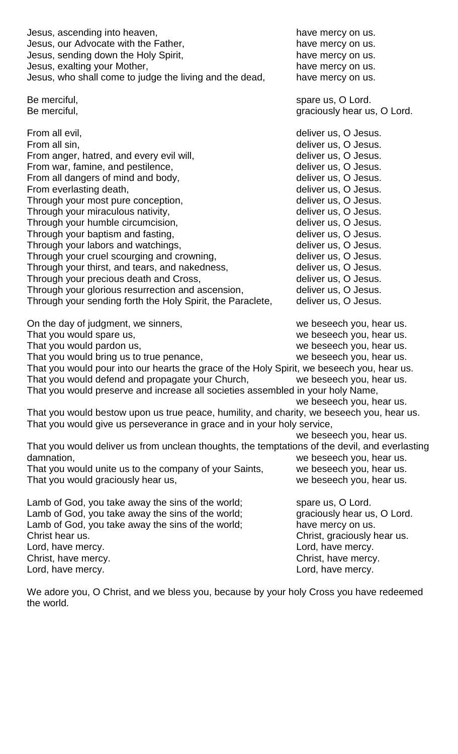Jesus, ascending into heaven, have mercy on us.
Jesus, our Advocate with the Father, have mercy on us.
Jesus, sending down the Holy Spirit, have mercy on us.
Jesus, exalting your Mother, have mercy on us.
Jesus, who shall come to judge the living and the dead, have mercy on us.

Be merciful, spare us, O Lord.
Be merciful, graciously hear us, O Lord.

From all evil, deliver us, O Jesus.
From all sin, deliver us, O Jesus.
From anger, hatred, and every evil will, deliver us, O Jesus.
From war, famine, and pestilence, deliver us, O Jesus.
From all dangers of mind and body, deliver us, O Jesus.
From everlasting death, deliver us, O Jesus.
Through your most pure conception, deliver us, O Jesus.
Through your miraculous nativity, deliver us, O Jesus.
Through your humble circumcision, deliver us, O Jesus.
Through your baptism and fasting, deliver us, O Jesus.
Through your labors and watchings, deliver us, O Jesus.
Through your cruel scourging and crowning, deliver us, O Jesus.
Through your thirst, and tears, and nakedness, deliver us, O Jesus.
Through your precious death and Cross, deliver us, O Jesus.
Through your glorious resurrection and ascension, deliver us, O Jesus.
Through your sending forth the Holy Spirit, the Paraclete, deliver us, O Jesus.

On the day of judgment, we sinners, we beseech you, hear us.
That you would spare us, we beseech you, hear us.
That you would pardon us, we beseech you, hear us.
That you would bring us to true penance, we beseech you, hear us.
That you would pour into our hearts the grace of the Holy Spirit, we beseech you, hear us.
That you would defend and propagate your Church, we beseech you, hear us.
That you would preserve and increase all societies assembled in your holy Name, we beseech you, hear us.
That you would bestow upon us true peace, humility, and charity, we beseech you, hear us.
That you would give us perseverance in grace and in your holy service, we beseech you, hear us.
That you would deliver us from unclean thoughts, the temptations of the devil, and everlasting damnation, we beseech you, hear us.
That you would unite us to the company of your Saints, we beseech you, hear us.
That you would graciously hear us, we beseech you, hear us.

Lamb of God, you take away the sins of the world; spare us, O Lord.
Lamb of God, you take away the sins of the world; graciously hear us, O Lord.
Lamb of God, you take away the sins of the world; have mercy on us.
Christ hear us. Christ, graciously hear us.
Lord, have mercy. Lord, have mercy.
Christ, have mercy. Christ, have mercy.
Lord, have mercy. Lord, have mercy.

We adore you, O Christ, and we bless you, because by your holy Cross you have redeemed the world.